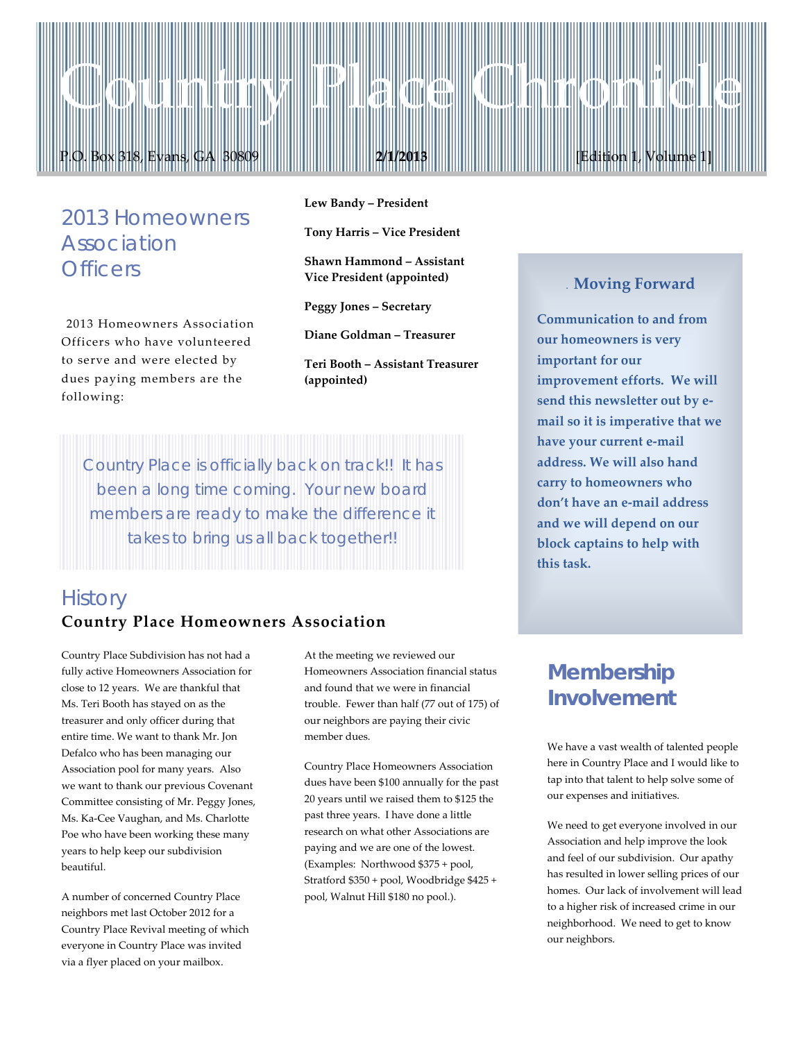# Country Place Chronicle

P.O. Box 318, Evans, GA 30809 **2/1/2013** [Edition 1, Volume 1]

## 2013 Homeowners Association Officers

2013 Homeowners Association Officers who have volunteered to serve and were elected by dues paying members are the following:

**Lew Bandy – President**

**Tony Harris – Vice President**

**Shawn Hammond – Assistant Vice President (appointed)**

**Peggy Jones – Secretary**

**Diane Goldman – Treasurer**

**Teri Booth – Assistant Treasurer (appointed)**

Country Place is officially back on track!! It has been a long time coming. Your new board members are ready to make the difference it takes to bring us all back together!!

## History

### Country Place Homeowners Association

Country Place Subdivision has not had a fully active Homeowners Association for close to 12 years. We are thankful that Ms. Teri Booth has stayed on as the treasurer and only officer during that entire time. We want to thank Mr. Jon Defalco who has been managing our Association pool for many years. Also we want to thank our previous Covenant Committee consisting of Mr. Peggy Jones, Ms. Ka-Cee Vaughan, and Ms. Charlotte Poe who have been working these many years to help keep our subdivision beautiful.

A number of concerned Country Place neighbors met last October 2012 for a Country Place Revival meeting of which everyone in Country Place was invited via a flyer placed on your mailbox.

At the meeting we reviewed our Homeowners Association financial status and found that we were in financial trouble. Fewer than half (77 out of 175) of our neighbors are paying their civic member dues.

Country Place Homeowners Association dues have been $100 annually for the past 20 years until we raised them to $125 the past three years. I have done a little research on what other Associations are paying and we are one of the lowest. (Examples: Northwood $375 + pool, Stratford $350 + pool, Woodbridge $425 + pool, Walnut Hill $180 no pool.).

### Moving Forward

**Communication to and from our homeowners is very important for our improvement efforts. We will send this newsletter out by e-mail so it is imperative that we have your current e-mail address. We will also hand carry to homeowners who don't have an e-mail address and we will depend on our block captains to help with this task.**

## Membership Involvement

We have a vast wealth of talented people here in Country Place and I would like to tap into that talent to help solve some of our expenses and initiatives.

We need to get everyone involved in our Association and help improve the look and feel of our subdivision. Our apathy has resulted in lower selling prices of our homes. Our lack of involvement will lead to a higher risk of increased crime in our neighborhood. We need to get to know our neighbors.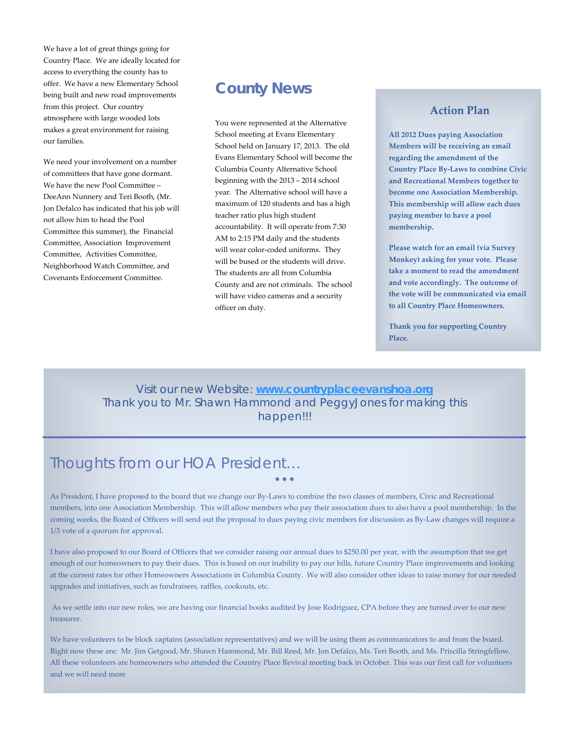We have a lot of great things going for Country Place. We are ideally located for access to everything the county has to offer. We have a new Elementary School being built and new road improvements from this project. Our country atmosphere with large wooded lots makes a great environment for raising our families.

We need your involvement on a number of committees that have gone dormant. We have the new Pool Committee – DeeAnn Nunnery and Teri Booth, (Mr. Jon Defalco has indicated that his job will not allow him to head the Pool Committee this summer), the Financial Committee, Association Improvement Committee, Activities Committee, Neighborhood Watch Committee, and Covenants Enforcement Committee.

## County News

You were represented at the Alternative School meeting at Evans Elementary School held on January 17, 2013. The old Evans Elementary School will become the Columbia County Alternative School beginning with the 2013 – 2014 school year. The Alternative school will have a maximum of 120 students and has a high teacher ratio plus high student accountability. It will operate from 7:30 AM to 2:15 PM daily and the students will wear color-coded uniforms. They will be bused or the students will drive. The students are all from Columbia County and are not criminals. The school will have video cameras and a security officer on duty.

### Action Plan

**All 2012 Dues paying Association Members will be receiving an email regarding the amendment of the Country Place By-Laws to combine Civic and Recreational Members together to become one Association Membership. This membership will allow each dues paying member to have a pool membership.**

**Please watch for an email (via Survey Monkey) asking for your vote. Please take a moment to read the amendment and vote accordingly. The outcome of the vote will be communicated via email to all Country Place Homeowners.**

**Thank you for supporting Country Place.**

Visit our new Website: **www.countryplaceevanshoa.org**
Thank you to Mr. Shawn Hammond and PeggyJones for making this happen!!!

## Thoughts from our HOA President…

As President, I have proposed to the board that we change our By-Laws to combine the two classes of members, Civic and Recreational members, into one Association Membership. This will allow members who pay their association dues to also have a pool membership. In the coming weeks, the Board of Officers will send out the proposal to dues paying civic members for discussion as By-Law changes will require a 1/3 vote of a quorum for approval.

I have also proposed to our Board of Officers that we consider raising our annual dues to $250.00 per year, with the assumption that we get enough of our homeowners to pay their dues. This is based on our inability to pay our bills, future Country Place improvements and looking at the current rates for other Homeowners Associations in Columbia County. We will also consider other ideas to raise money for our needed upgrades and initiatives, such as fundraisers, raffles, cookouts, etc.

As we settle into our new roles, we are having our financial books audited by Jose Rodriguez, CPA before they are turned over to our new treasurer.

We have volunteers to be block captains (association representatives) and we will be using them as communicators to and from the board. Right now these are: Mr. Jim Getgood, Mr. Shawn Hammond, Mr. Bill Reed, Mr. Jon Defalco, Ms. Teri Booth, and Ms. Priscilla Stringfellow. All these volunteers are homeowners who attended the Country Place Revival meeting back in October. This was our first call for volunteers and we will need more